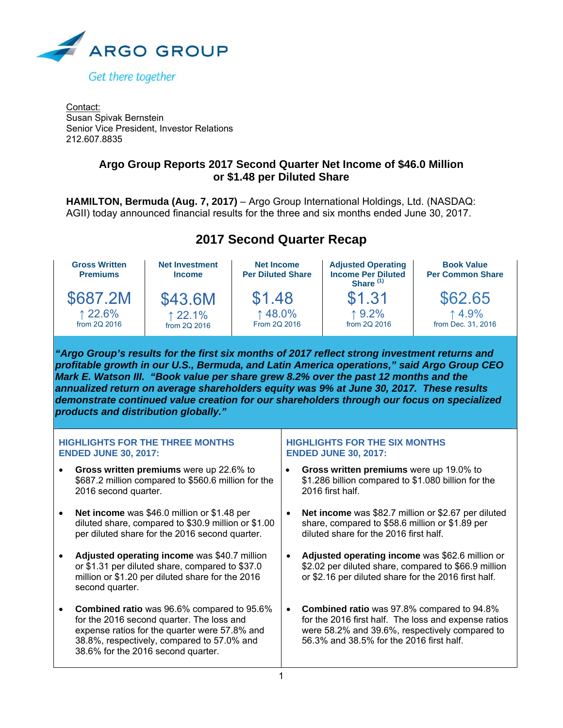ARGO GROUP

Get there together

Contact:
Susan Spivak Bernstein
Senior Vice President, Investor Relations
212.607.8835

# Argo Group Reports 2017 Second Quarter Net Income of $46.0 Million or $1.48 per Diluted Share

**HAMILTON, Bermuda (Aug. 7, 2017)** – Argo Group International Holdings, Ltd. (NASDAQ: AGII) today announced financial results for the three and six months ended June 30, 2017.

## 2017 Second Quarter Recap

| Gross Written Premiums | Net Investment Income | Net Income Per Diluted Share | Adjusted Operating Income Per Diluted Share [(1)] | Book Value Per Common Share |
|---|---|---|---|---|
| $687.2M | $43.6M | $1.48 | $1.31 | $62.65 |
| ↑ 22.6% from 2Q 2016 | ↑ 22.1% from 2Q 2016 | ↑ 48.0% From 2Q 2016 | ↑ 9.2% from 2Q 2016 | ↑ 4.9% from Dec. 31, 2016 |

***"Argo Group's results for the first six months of 2017 reflect strong investment returns and profitable growth in our U.S., Bermuda, and Latin America operations," said Argo Group CEO Mark E. Watson III. "Book value per share grew 8.2% over the past 12 months and the annualized return on average shareholders equity was 9% at June 30, 2017. These results demonstrate continued value creation for our shareholders through our focus on specialized products and distribution globally."***

### HIGHLIGHTS FOR THE THREE MONTHS ENDED JUNE 30, 2017:

- **Gross written premiums** were up 22.6% to $687.2 million compared to $560.6 million for the 2016 second quarter.
- **Net income** was $46.0 million or $1.48 per diluted share, compared to $30.9 million or $1.00 per diluted share for the 2016 second quarter.
- **Adjusted operating income** was $40.7 million or $1.31 per diluted share, compared to $37.0 million or $1.20 per diluted share for the 2016 second quarter.
- **Combined ratio** was 96.6% compared to 95.6% for the 2016 second quarter. The loss and expense ratios for the quarter were 57.8% and 38.8%, respectively, compared to 57.0% and 38.6% for the 2016 second quarter.

### HIGHLIGHTS FOR THE SIX MONTHS ENDED JUNE 30, 2017:

- **Gross written premiums** were up 19.0% to $1.286 billion compared to $1.080 billion for the 2016 first half.
- **Net income** was $82.7 million or $2.67 per diluted share, compared to $58.6 million or $1.89 per diluted share for the 2016 first half.
- **Adjusted operating income** was $62.6 million or $2.02 per diluted share, compared to $66.9 million or $2.16 per diluted share for the 2016 first half.
- **Combined ratio** was 97.8% compared to 94.8% for the 2016 first half. The loss and expense ratios were 58.2% and 39.6%, respectively compared to 56.3% and 38.5% for the 2016 first half.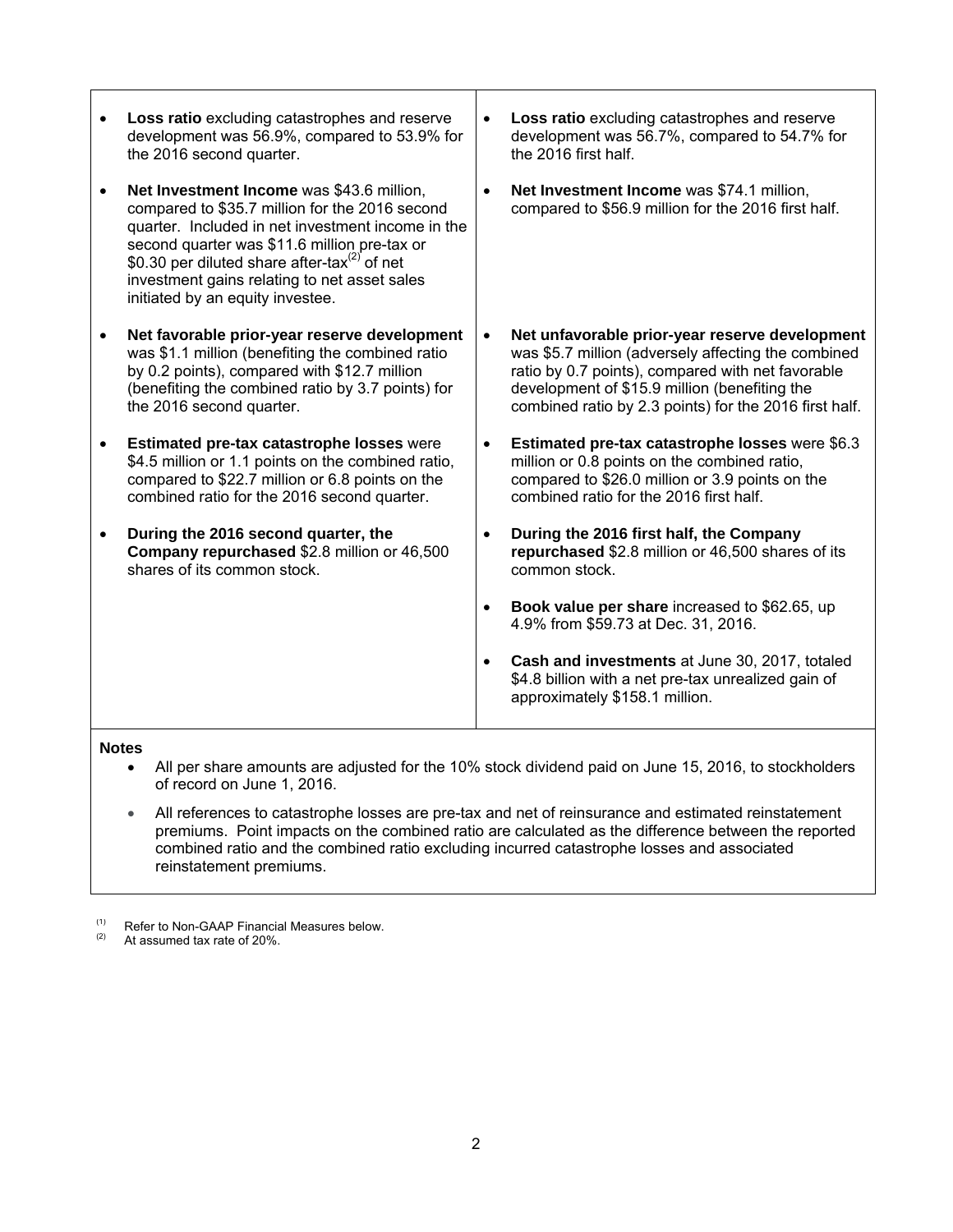- **Loss ratio** excluding catastrophes and reserve development was 56.9%, compared to 53.9% for the 2016 second quarter.

- **Net Investment Income** was $43.6 million, compared to $35.7 million for the 2016 second quarter. Included in net investment income in the second quarter was $11.6 million pre-tax or $0.30 per diluted share after-tax[2] of net investment gains relating to net asset sales initiated by an equity investee.

- **Net favorable prior-year reserve development** was $1.1 million (benefiting the combined ratio by 0.2 points), compared with $12.7 million (benefiting the combined ratio by 3.7 points) for the 2016 second quarter.

- **Estimated pre-tax catastrophe losses** were $4.5 million or 1.1 points on the combined ratio, compared to $22.7 million or 6.8 points on the combined ratio for the 2016 second quarter.

- **During the 2016 second quarter, the Company repurchased** $2.8 million or 46,500 shares of its common stock.

- **Loss ratio** excluding catastrophes and reserve development was 56.7%, compared to 54.7% for the 2016 first half.

- **Net Investment Income** was $74.1 million, compared to $56.9 million for the 2016 first half.

- **Net unfavorable prior-year reserve development** was $5.7 million (adversely affecting the combined ratio by 0.7 points), compared with net favorable development of $15.9 million (benefiting the combined ratio by 2.3 points) for the 2016 first half.

- **Estimated pre-tax catastrophe losses** were $6.3 million or 0.8 points on the combined ratio, compared to $26.0 million or 3.9 points on the combined ratio for the 2016 first half.

- **During the 2016 first half, the Company repurchased** $2.8 million or 46,500 shares of its common stock.

- **Book value per share** increased to $62.65, up 4.9% from $59.73 at Dec. 31, 2016.

- **Cash and investments** at June 30, 2017, totaled $4.8 billion with a net pre-tax unrealized gain of approximately $158.1 million.

**Notes**

- All per share amounts are adjusted for the 10% stock dividend paid on June 15, 2016, to stockholders of record on June 1, 2016.
- All references to catastrophe losses are pre-tax and net of reinsurance and estimated reinstatement premiums. Point impacts on the combined ratio are calculated as the difference between the reported combined ratio and the combined ratio excluding incurred catastrophe losses and associated reinstatement premiums.

(1) Refer to Non-GAAP Financial Measures below.
(2) At assumed tax rate of 20%.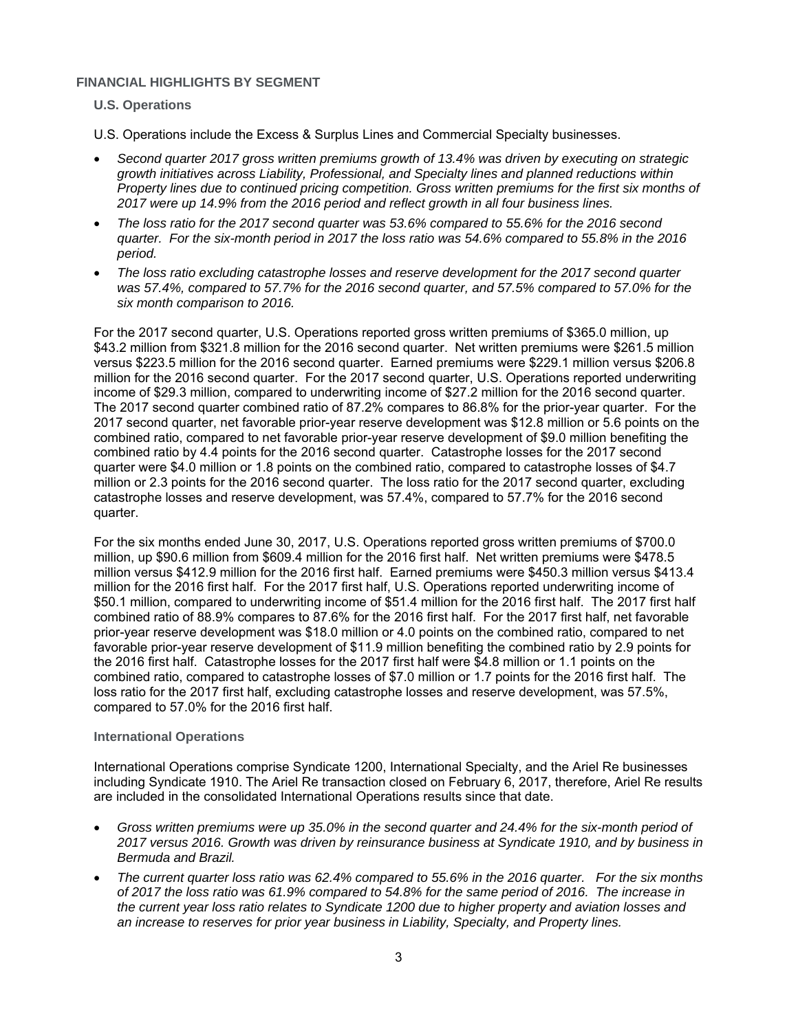## FINANCIAL HIGHLIGHTS BY SEGMENT

### U.S. Operations

U.S. Operations include the Excess & Surplus Lines and Commercial Specialty businesses.

- *Second quarter 2017 gross written premiums growth of 13.4% was driven by executing on strategic growth initiatives across Liability, Professional, and Specialty lines and planned reductions within Property lines due to continued pricing competition. Gross written premiums for the first six months of 2017 were up 14.9% from the 2016 period and reflect growth in all four business lines.*
- *The loss ratio for the 2017 second quarter was 53.6% compared to 55.6% for the 2016 second quarter. For the six-month period in 2017 the loss ratio was 54.6% compared to 55.8% in the 2016 period.*
- *The loss ratio excluding catastrophe losses and reserve development for the 2017 second quarter was 57.4%, compared to 57.7% for the 2016 second quarter, and 57.5% compared to 57.0% for the six month comparison to 2016.*

For the 2017 second quarter, U.S. Operations reported gross written premiums of $365.0 million, up $43.2 million from $321.8 million for the 2016 second quarter. Net written premiums were $261.5 million versus $223.5 million for the 2016 second quarter. Earned premiums were $229.1 million versus $206.8 million for the 2016 second quarter. For the 2017 second quarter, U.S. Operations reported underwriting income of $29.3 million, compared to underwriting income of $27.2 million for the 2016 second quarter. The 2017 second quarter combined ratio of 87.2% compares to 86.8% for the prior-year quarter. For the 2017 second quarter, net favorable prior-year reserve development was $12.8 million or 5.6 points on the combined ratio, compared to net favorable prior-year reserve development of $9.0 million benefiting the combined ratio by 4.4 points for the 2016 second quarter. Catastrophe losses for the 2017 second quarter were $4.0 million or 1.8 points on the combined ratio, compared to catastrophe losses of $4.7 million or 2.3 points for the 2016 second quarter. The loss ratio for the 2017 second quarter, excluding catastrophe losses and reserve development, was 57.4%, compared to 57.7% for the 2016 second quarter.

For the six months ended June 30, 2017, U.S. Operations reported gross written premiums of $700.0 million, up $90.6 million from $609.4 million for the 2016 first half. Net written premiums were $478.5 million versus $412.9 million for the 2016 first half. Earned premiums were $450.3 million versus $413.4 million for the 2016 first half. For the 2017 first half, U.S. Operations reported underwriting income of $50.1 million, compared to underwriting income of $51.4 million for the 2016 first half. The 2017 first half combined ratio of 88.9% compares to 87.6% for the 2016 first half. For the 2017 first half, net favorable prior-year reserve development was $18.0 million or 4.0 points on the combined ratio, compared to net favorable prior-year reserve development of $11.9 million benefiting the combined ratio by 2.9 points for the 2016 first half. Catastrophe losses for the 2017 first half were $4.8 million or 1.1 points on the combined ratio, compared to catastrophe losses of $7.0 million or 1.7 points for the 2016 first half. The loss ratio for the 2017 first half, excluding catastrophe losses and reserve development, was 57.5%, compared to 57.0% for the 2016 first half.

### International Operations

International Operations comprise Syndicate 1200, International Specialty, and the Ariel Re businesses including Syndicate 1910. The Ariel Re transaction closed on February 6, 2017, therefore, Ariel Re results are included in the consolidated International Operations results since that date.

- *Gross written premiums were up 35.0% in the second quarter and 24.4% for the six-month period of 2017 versus 2016. Growth was driven by reinsurance business at Syndicate 1910, and by business in Bermuda and Brazil.*
- *The current quarter loss ratio was 62.4% compared to 55.6% in the 2016 quarter. For the six months of 2017 the loss ratio was 61.9% compared to 54.8% for the same period of 2016. The increase in the current year loss ratio relates to Syndicate 1200 due to higher property and aviation losses and an increase to reserves for prior year business in Liability, Specialty, and Property lines.*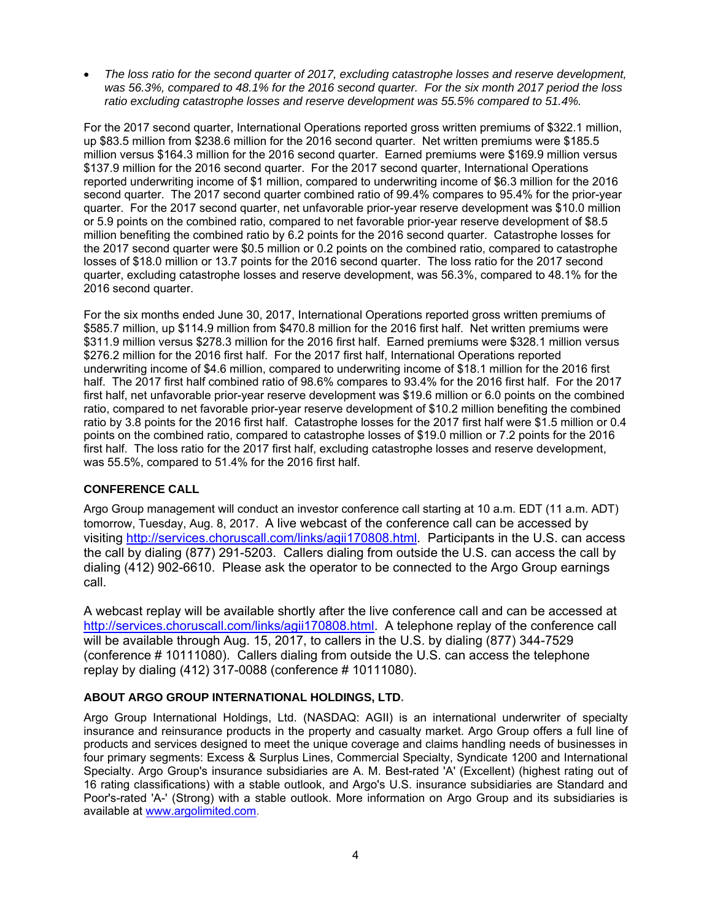- *The loss ratio for the second quarter of 2017, excluding catastrophe losses and reserve development, was 56.3%, compared to 48.1% for the 2016 second quarter. For the six month 2017 period the loss ratio excluding catastrophe losses and reserve development was 55.5% compared to 51.4%.*

For the 2017 second quarter, International Operations reported gross written premiums of $322.1 million, up $83.5 million from $238.6 million for the 2016 second quarter. Net written premiums were $185.5 million versus $164.3 million for the 2016 second quarter. Earned premiums were $169.9 million versus $137.9 million for the 2016 second quarter. For the 2017 second quarter, International Operations reported underwriting income of $1 million, compared to underwriting income of $6.3 million for the 2016 second quarter. The 2017 second quarter combined ratio of 99.4% compares to 95.4% for the prior-year quarter. For the 2017 second quarter, net unfavorable prior-year reserve development was $10.0 million or 5.9 points on the combined ratio, compared to net favorable prior-year reserve development of $8.5 million benefiting the combined ratio by 6.2 points for the 2016 second quarter. Catastrophe losses for the 2017 second quarter were $0.5 million or 0.2 points on the combined ratio, compared to catastrophe losses of $18.0 million or 13.7 points for the 2016 second quarter. The loss ratio for the 2017 second quarter, excluding catastrophe losses and reserve development, was 56.3%, compared to 48.1% for the 2016 second quarter.

For the six months ended June 30, 2017, International Operations reported gross written premiums of $585.7 million, up $114.9 million from $470.8 million for the 2016 first half. Net written premiums were $311.9 million versus $278.3 million for the 2016 first half. Earned premiums were $328.1 million versus $276.2 million for the 2016 first half. For the 2017 first half, International Operations reported underwriting income of $4.6 million, compared to underwriting income of $18.1 million for the 2016 first half. The 2017 first half combined ratio of 98.6% compares to 93.4% for the 2016 first half. For the 2017 first half, net unfavorable prior-year reserve development was $19.6 million or 6.0 points on the combined ratio, compared to net favorable prior-year reserve development of $10.2 million benefiting the combined ratio by 3.8 points for the 2016 first half. Catastrophe losses for the 2017 first half were $1.5 million or 0.4 points on the combined ratio, compared to catastrophe losses of $19.0 million or 7.2 points for the 2016 first half. The loss ratio for the 2017 first half, excluding catastrophe losses and reserve development, was 55.5%, compared to 51.4% for the 2016 first half.

## CONFERENCE CALL

Argo Group management will conduct an investor conference call starting at 10 a.m. EDT (11 a.m. ADT) tomorrow, Tuesday, Aug. 8, 2017. A live webcast of the conference call can be accessed by visiting http://services.choruscall.com/links/agii170808.html. Participants in the U.S. can access the call by dialing (877) 291-5203. Callers dialing from outside the U.S. can access the call by dialing (412) 902-6610. Please ask the operator to be connected to the Argo Group earnings call.

A webcast replay will be available shortly after the live conference call and can be accessed at http://services.choruscall.com/links/agii170808.html. A telephone replay of the conference call will be available through Aug. 15, 2017, to callers in the U.S. by dialing (877) 344-7529 (conference # 10111080). Callers dialing from outside the U.S. can access the telephone replay by dialing (412) 317-0088 (conference # 10111080).

## ABOUT ARGO GROUP INTERNATIONAL HOLDINGS, LTD.

Argo Group International Holdings, Ltd. (NASDAQ: AGII) is an international underwriter of specialty insurance and reinsurance products in the property and casualty market. Argo Group offers a full line of products and services designed to meet the unique coverage and claims handling needs of businesses in four primary segments: Excess & Surplus Lines, Commercial Specialty, Syndicate 1200 and International Specialty. Argo Group's insurance subsidiaries are A. M. Best-rated 'A' (Excellent) (highest rating out of 16 rating classifications) with a stable outlook, and Argo's U.S. insurance subsidiaries are Standard and Poor's-rated 'A-' (Strong) with a stable outlook. More information on Argo Group and its subsidiaries is available at www.argolimited.com.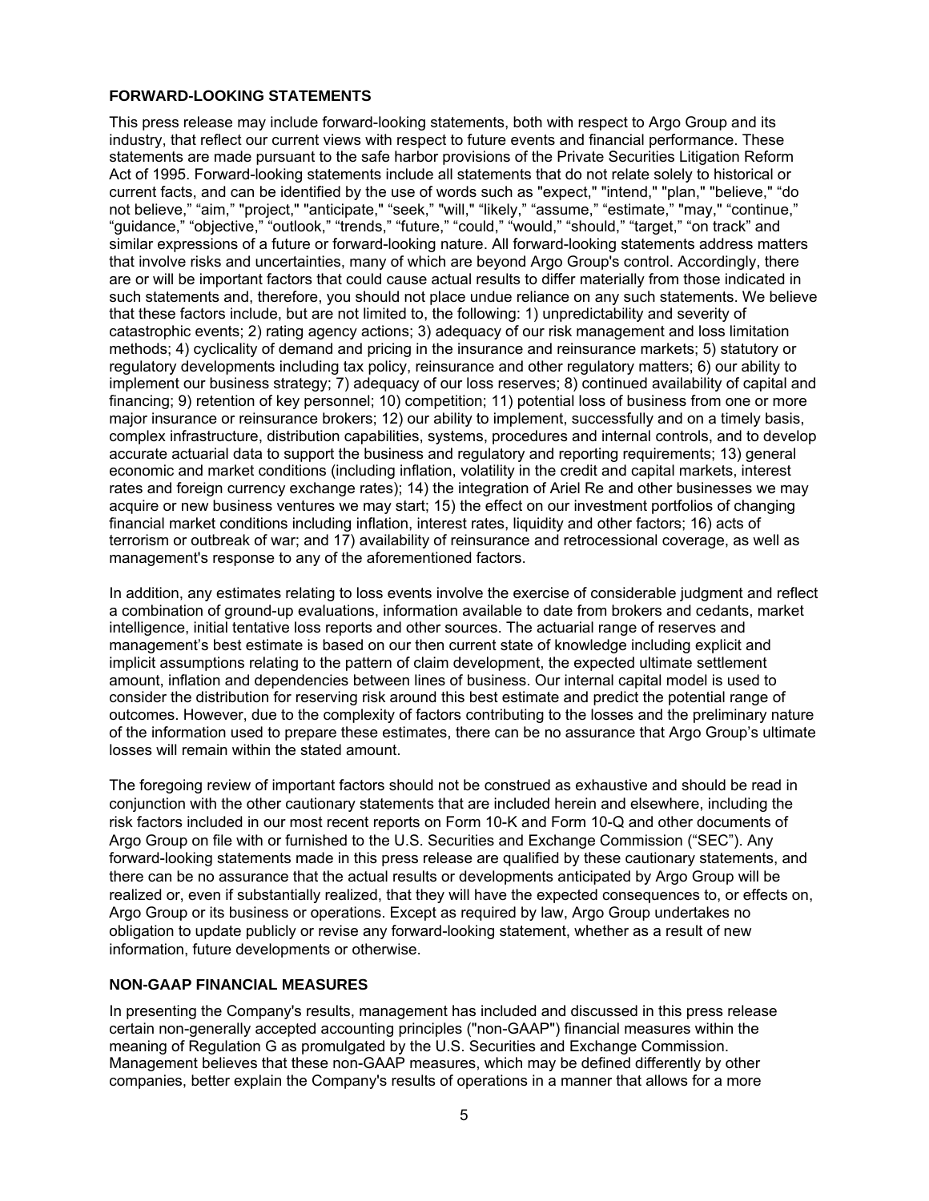## FORWARD-LOOKING STATEMENTS

This press release may include forward-looking statements, both with respect to Argo Group and its industry, that reflect our current views with respect to future events and financial performance. These statements are made pursuant to the safe harbor provisions of the Private Securities Litigation Reform Act of 1995. Forward-looking statements include all statements that do not relate solely to historical or current facts, and can be identified by the use of words such as "expect," "intend," "plan," "believe," "do not believe," "aim," "project," "anticipate," "seek," "will," "likely," "assume," "estimate," "may," "continue," "guidance," "objective," "outlook," "trends," "future," "could," "would," "should," "target," "on track" and similar expressions of a future or forward-looking nature. All forward-looking statements address matters that involve risks and uncertainties, many of which are beyond Argo Group's control. Accordingly, there are or will be important factors that could cause actual results to differ materially from those indicated in such statements and, therefore, you should not place undue reliance on any such statements. We believe that these factors include, but are not limited to, the following: 1) unpredictability and severity of catastrophic events; 2) rating agency actions; 3) adequacy of our risk management and loss limitation methods; 4) cyclicality of demand and pricing in the insurance and reinsurance markets; 5) statutory or regulatory developments including tax policy, reinsurance and other regulatory matters; 6) our ability to implement our business strategy; 7) adequacy of our loss reserves; 8) continued availability of capital and financing; 9) retention of key personnel; 10) competition; 11) potential loss of business from one or more major insurance or reinsurance brokers; 12) our ability to implement, successfully and on a timely basis, complex infrastructure, distribution capabilities, systems, procedures and internal controls, and to develop accurate actuarial data to support the business and regulatory and reporting requirements; 13) general economic and market conditions (including inflation, volatility in the credit and capital markets, interest rates and foreign currency exchange rates); 14) the integration of Ariel Re and other businesses we may acquire or new business ventures we may start; 15) the effect on our investment portfolios of changing financial market conditions including inflation, interest rates, liquidity and other factors; 16) acts of terrorism or outbreak of war; and 17) availability of reinsurance and retrocessional coverage, as well as management's response to any of the aforementioned factors.

In addition, any estimates relating to loss events involve the exercise of considerable judgment and reflect a combination of ground-up evaluations, information available to date from brokers and cedants, market intelligence, initial tentative loss reports and other sources. The actuarial range of reserves and management's best estimate is based on our then current state of knowledge including explicit and implicit assumptions relating to the pattern of claim development, the expected ultimate settlement amount, inflation and dependencies between lines of business. Our internal capital model is used to consider the distribution for reserving risk around this best estimate and predict the potential range of outcomes. However, due to the complexity of factors contributing to the losses and the preliminary nature of the information used to prepare these estimates, there can be no assurance that Argo Group's ultimate losses will remain within the stated amount.

The foregoing review of important factors should not be construed as exhaustive and should be read in conjunction with the other cautionary statements that are included herein and elsewhere, including the risk factors included in our most recent reports on Form 10-K and Form 10-Q and other documents of Argo Group on file with or furnished to the U.S. Securities and Exchange Commission ("SEC"). Any forward-looking statements made in this press release are qualified by these cautionary statements, and there can be no assurance that the actual results or developments anticipated by Argo Group will be realized or, even if substantially realized, that they will have the expected consequences to, or effects on, Argo Group or its business or operations. Except as required by law, Argo Group undertakes no obligation to update publicly or revise any forward-looking statement, whether as a result of new information, future developments or otherwise.

## NON-GAAP FINANCIAL MEASURES

In presenting the Company's results, management has included and discussed in this press release certain non-generally accepted accounting principles ("non-GAAP") financial measures within the meaning of Regulation G as promulgated by the U.S. Securities and Exchange Commission. Management believes that these non-GAAP measures, which may be defined differently by other companies, better explain the Company's results of operations in a manner that allows for a more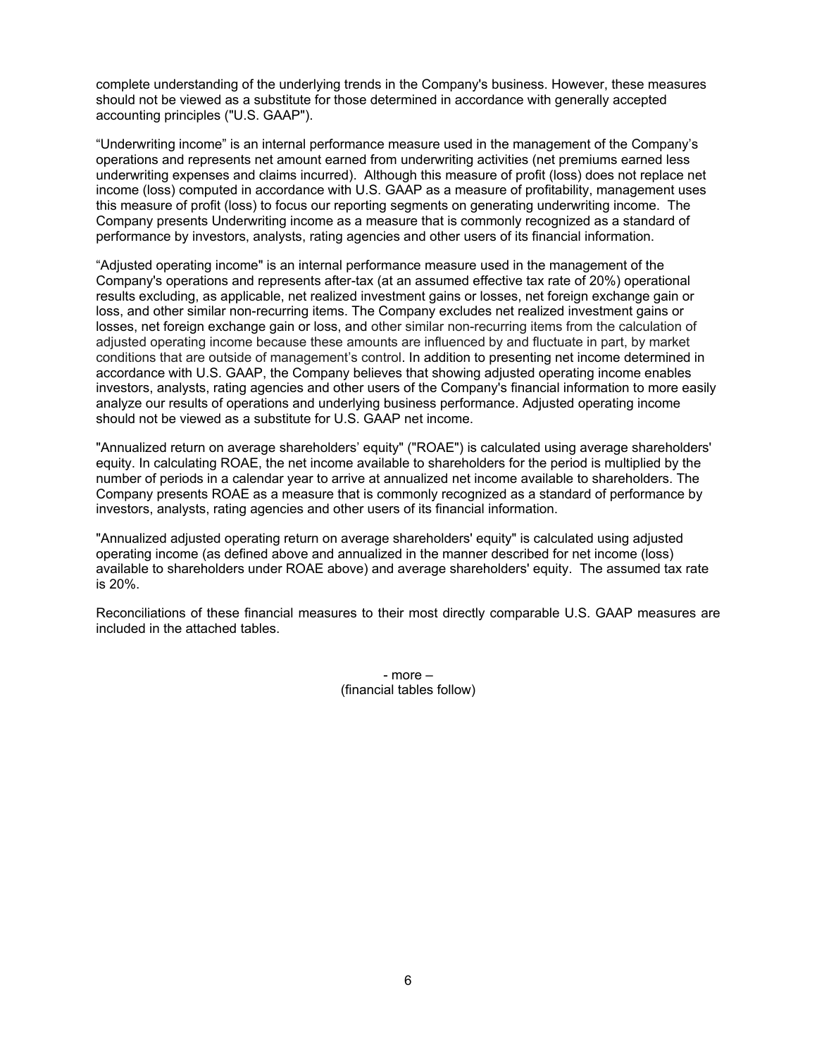complete understanding of the underlying trends in the Company's business. However, these measures should not be viewed as a substitute for those determined in accordance with generally accepted accounting principles ("U.S. GAAP").

“Underwriting income” is an internal performance measure used in the management of the Company’s operations and represents net amount earned from underwriting activities (net premiums earned less underwriting expenses and claims incurred). Although this measure of profit (loss) does not replace net income (loss) computed in accordance with U.S. GAAP as a measure of profitability, management uses this measure of profit (loss) to focus our reporting segments on generating underwriting income. The Company presents Underwriting income as a measure that is commonly recognized as a standard of performance by investors, analysts, rating agencies and other users of its financial information.

“Adjusted operating income" is an internal performance measure used in the management of the Company's operations and represents after-tax (at an assumed effective tax rate of 20%) operational results excluding, as applicable, net realized investment gains or losses, net foreign exchange gain or loss, and other similar non-recurring items. The Company excludes net realized investment gains or losses, net foreign exchange gain or loss, and other similar non-recurring items from the calculation of adjusted operating income because these amounts are influenced by and fluctuate in part, by market conditions that are outside of management’s control. In addition to presenting net income determined in accordance with U.S. GAAP, the Company believes that showing adjusted operating income enables investors, analysts, rating agencies and other users of the Company's financial information to more easily analyze our results of operations and underlying business performance. Adjusted operating income should not be viewed as a substitute for U.S. GAAP net income.

"Annualized return on average shareholders’ equity" ("ROAE") is calculated using average shareholders' equity. In calculating ROAE, the net income available to shareholders for the period is multiplied by the number of periods in a calendar year to arrive at annualized net income available to shareholders. The Company presents ROAE as a measure that is commonly recognized as a standard of performance by investors, analysts, rating agencies and other users of its financial information.

"Annualized adjusted operating return on average shareholders' equity" is calculated using adjusted operating income (as defined above and annualized in the manner described for net income (loss) available to shareholders under ROAE above) and average shareholders' equity. The assumed tax rate is 20%.

Reconciliations of these financial measures to their most directly comparable U.S. GAAP measures are included in the attached tables.

- more –
(financial tables follow)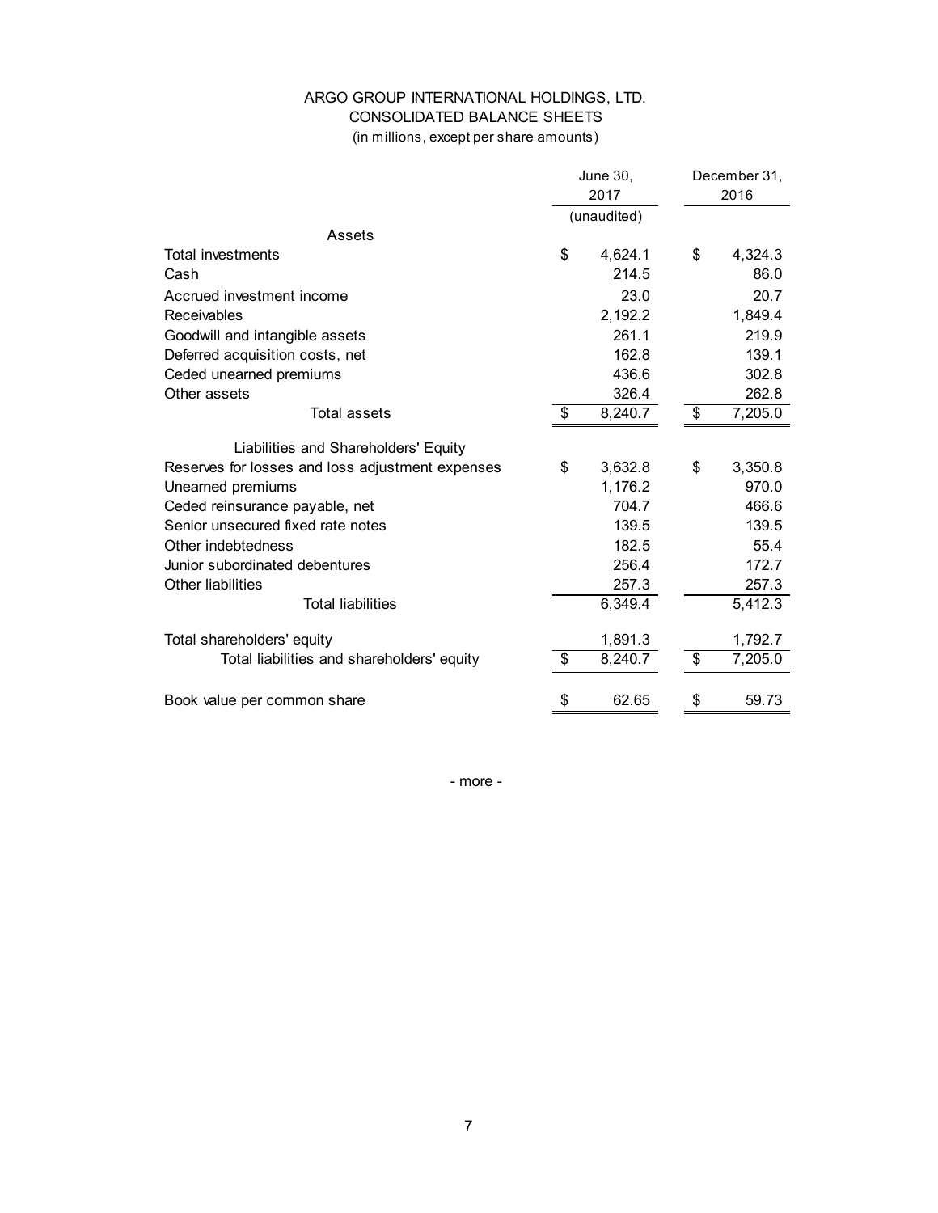# ARGO GROUP INTERNATIONAL HOLDINGS, LTD.
## CONSOLIDATED BALANCE SHEETS
(in millions, except per share amounts)

| | June 30, 2017 (unaudited) | December 31, 2016 |
|---|---|---|
| **Assets** | | |
| Total investments | $ 4,624.1 | $ 4,324.3 |
| Cash | 214.5 | 86.0 |
| Accrued investment income | 23.0 | 20.7 |
| Receivables | 2,192.2 | 1,849.4 |
| Goodwill and intangible assets | 261.1 | 219.9 |
| Deferred acquisition costs, net | 162.8 | 139.1 |
| Ceded unearned premiums | 436.6 | 302.8 |
| Other assets | 326.4 | 262.8 |
| Total assets | $ 8,240.7 | $ 7,205.0 |
| **Liabilities and Shareholders' Equity** | | |
| Reserves for losses and loss adjustment expenses | $ 3,632.8 | $ 3,350.8 |
| Unearned premiums | 1,176.2 | 970.0 |
| Ceded reinsurance payable, net | 704.7 | 466.6 |
| Senior unsecured fixed rate notes | 139.5 | 139.5 |
| Other indebtedness | 182.5 | 55.4 |
| Junior subordinated debentures | 256.4 | 172.7 |
| Other liabilities | 257.3 | 257.3 |
| Total liabilities | 6,349.4 | 5,412.3 |
| Total shareholders' equity | 1,891.3 | 1,792.7 |
| Total liabilities and shareholders' equity | $ 8,240.7 | $ 7,205.0 |
| Book value per common share | $ 62.65 | $ 59.73 |

- more -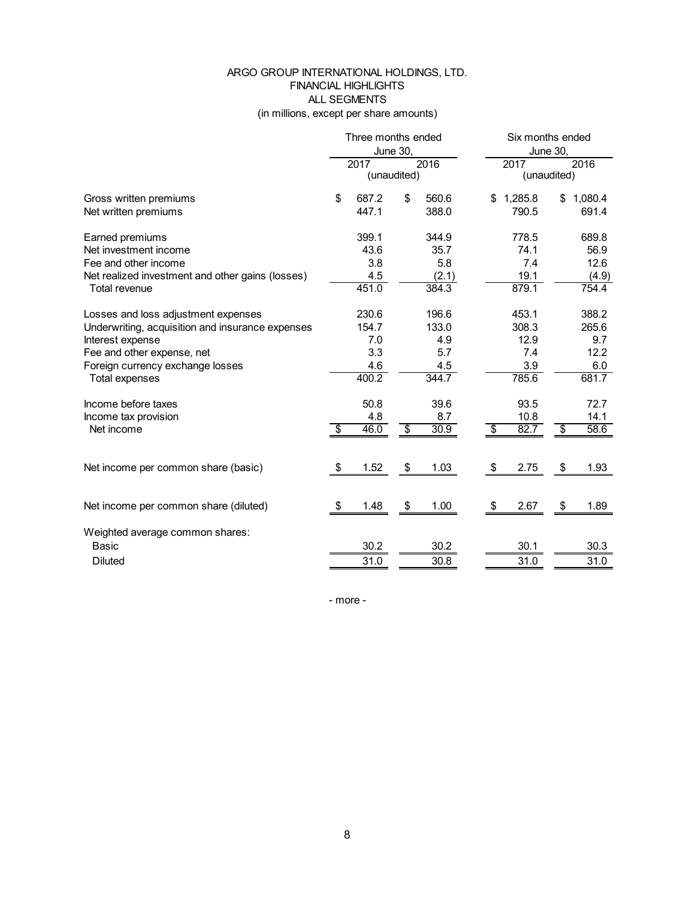# ARGO GROUP INTERNATIONAL HOLDINGS, LTD.
## FINANCIAL HIGHLIGHTS
## ALL SEGMENTS
(in millions, except per share amounts)

| | Three months ended June 30, | | Six months ended June 30, | |
|---|---|---|---|---|
| | 2017 | 2016 | 2017 | 2016 |
| | (unaudited) | | (unaudited) | |
| Gross written premiums | $ 687.2 | $ 560.6 | $ 1,285.8 | $ 1,080.4 |
| Net written premiums | 447.1 | 388.0 | 790.5 | 691.4 |
| Earned premiums | 399.1 | 344.9 | 778.5 | 689.8 |
| Net investment income | 43.6 | 35.7 | 74.1 | 56.9 |
| Fee and other income | 3.8 | 5.8 | 7.4 | 12.6 |
| Net realized investment and other gains (losses) | 4.5 | (2.1) | 19.1 | (4.9) |
| Total revenue | 451.0 | 384.3 | 879.1 | 754.4 |
| Losses and loss adjustment expenses | 230.6 | 196.6 | 453.1 | 388.2 |
| Underwriting, acquisition and insurance expenses | 154.7 | 133.0 | 308.3 | 265.6 |
| Interest expense | 7.0 | 4.9 | 12.9 | 9.7 |
| Fee and other expense, net | 3.3 | 5.7 | 7.4 | 12.2 |
| Foreign currency exchange losses | 4.6 | 4.5 | 3.9 | 6.0 |
| Total expenses | 400.2 | 344.7 | 785.6 | 681.7 |
| Income before taxes | 50.8 | 39.6 | 93.5 | 72.7 |
| Income tax provision | 4.8 | 8.7 | 10.8 | 14.1 |
| Net income | $ 46.0 | $ 30.9 | $ 82.7 | $ 58.6 |
| Net income per common share (basic) | $ 1.52 | $ 1.03 | $ 2.75 | $ 1.93 |
| Net income per common share (diluted) | $ 1.48 | $ 1.00 | $ 2.67 | $ 1.89 |
| Weighted average common shares: | | | | |
| Basic | 30.2 | 30.2 | 30.1 | 30.3 |
| Diluted | 31.0 | 30.8 | 31.0 | 31.0 |

\- more -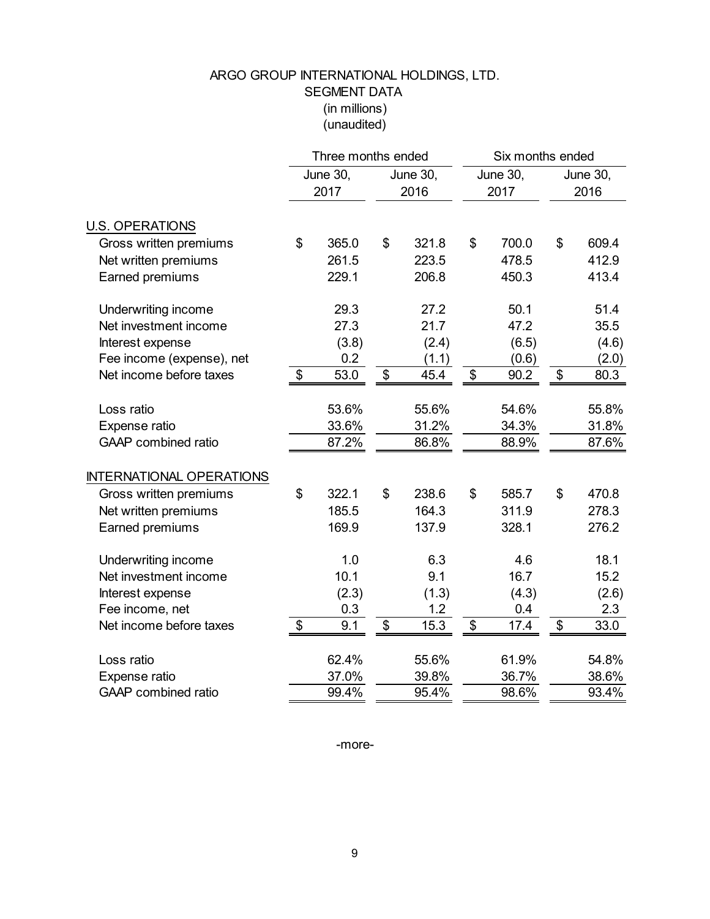# ARGO GROUP INTERNATIONAL HOLDINGS, LTD.

## SEGMENT DATA

(in millions)
(unaudited)

| | Three months ended | | Six months ended | |
|---|---|---|---|---|
| | June 30, 2017 | June 30, 2016 | June 30, 2017 | June 30, 2016 |
| **U.S. OPERATIONS** | | | | |
| Gross written premiums | $ 365.0 | $ 321.8 | $ 700.0 | $ 609.4 |
| Net written premiums | 261.5 | 223.5 | 478.5 | 412.9 |
| Earned premiums | 229.1 | 206.8 | 450.3 | 413.4 |
| | | | | |
| Underwriting income | 29.3 | 27.2 | 50.1 | 51.4 |
| Net investment income | 27.3 | 21.7 | 47.2 | 35.5 |
| Interest expense | (3.8) | (2.4) | (6.5) | (4.6) |
| Fee income (expense), net | 0.2 | (1.1) | (0.6) | (2.0) |
| Net income before taxes | $ 53.0 | $ 45.4 | $ 90.2 | $ 80.3 |
| | | | | |
| Loss ratio | 53.6% | 55.6% | 54.6% | 55.8% |
| Expense ratio | 33.6% | 31.2% | 34.3% | 31.8% |
| GAAP combined ratio | 87.2% | 86.8% | 88.9% | 87.6% |
| | | | | |
| **INTERNATIONAL OPERATIONS** | | | | |
| Gross written premiums | $ 322.1 | $ 238.6 | $ 585.7 | $ 470.8 |
| Net written premiums | 185.5 | 164.3 | 311.9 | 278.3 |
| Earned premiums | 169.9 | 137.9 | 328.1 | 276.2 |
| | | | | |
| Underwriting income | 1.0 | 6.3 | 4.6 | 18.1 |
| Net investment income | 10.1 | 9.1 | 16.7 | 15.2 |
| Interest expense | (2.3) | (1.3) | (4.3) | (2.6) |
| Fee income, net | 0.3 | 1.2 | 0.4 | 2.3 |
| Net income before taxes | $ 9.1 | $ 15.3 | $ 17.4 | $ 33.0 |
| | | | | |
| Loss ratio | 62.4% | 55.6% | 61.9% | 54.8% |
| Expense ratio | 37.0% | 39.8% | 36.7% | 38.6% |
| GAAP combined ratio | 99.4% | 95.4% | 98.6% | 93.4% |

-more-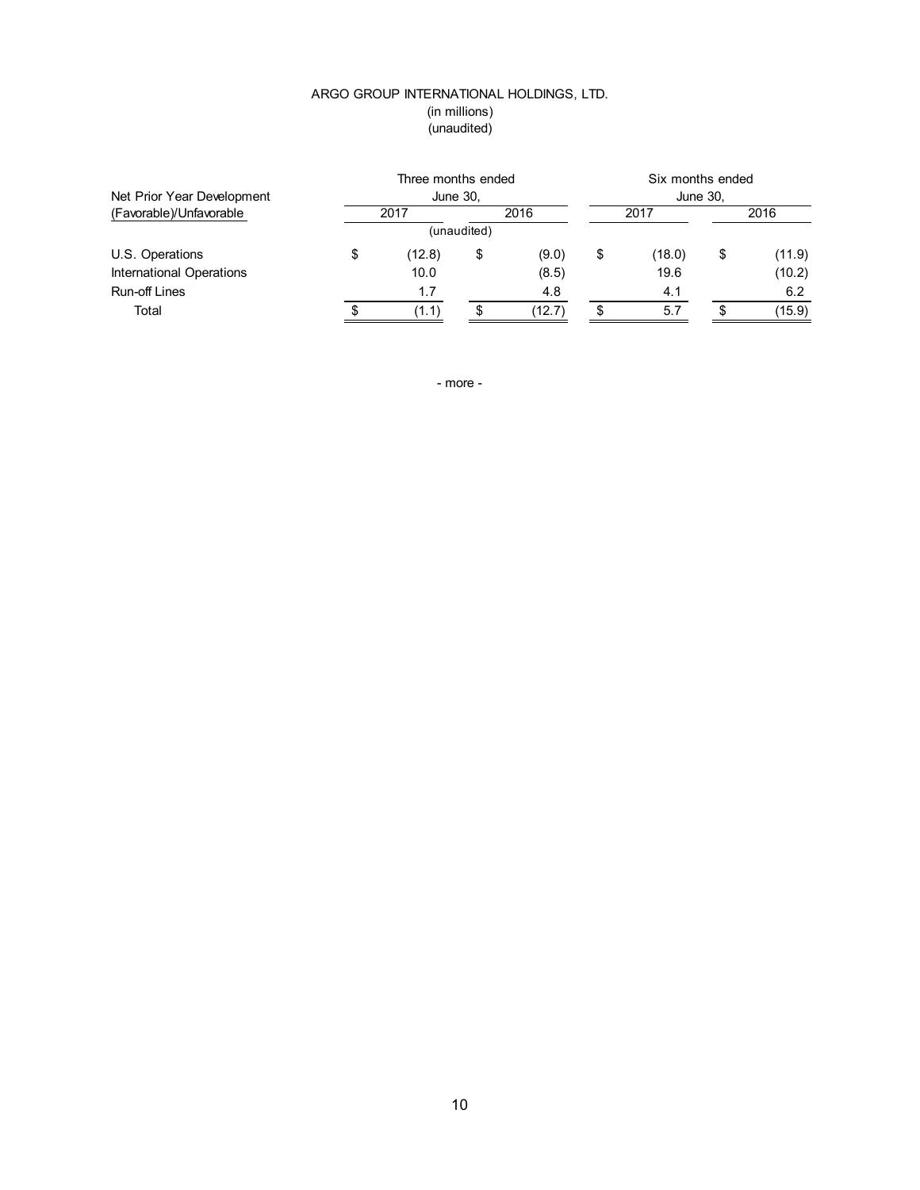ARGO GROUP INTERNATIONAL HOLDINGS, LTD.
(in millions)
(unaudited)

| Net Prior Year Development (Favorable)/Unfavorable | Three months ended June 30, 2017 | Three months ended June 30, 2016 | Six months ended June 30, 2017 | Six months ended June 30, 2016 |
|---|---|---|---|---|
| | (unaudited) | | | |
| U.S. Operations | $ (12.8) | $ (9.0) | $ (18.0) | $ (11.9) |
| International Operations | 10.0 | (8.5) | 19.6 | (10.2) |
| Run-off Lines | 1.7 | 4.8 | 4.1 | 6.2 |
| Total | $ (1.1) | $ (12.7) | $ 5.7 | $ (15.9) |

- more -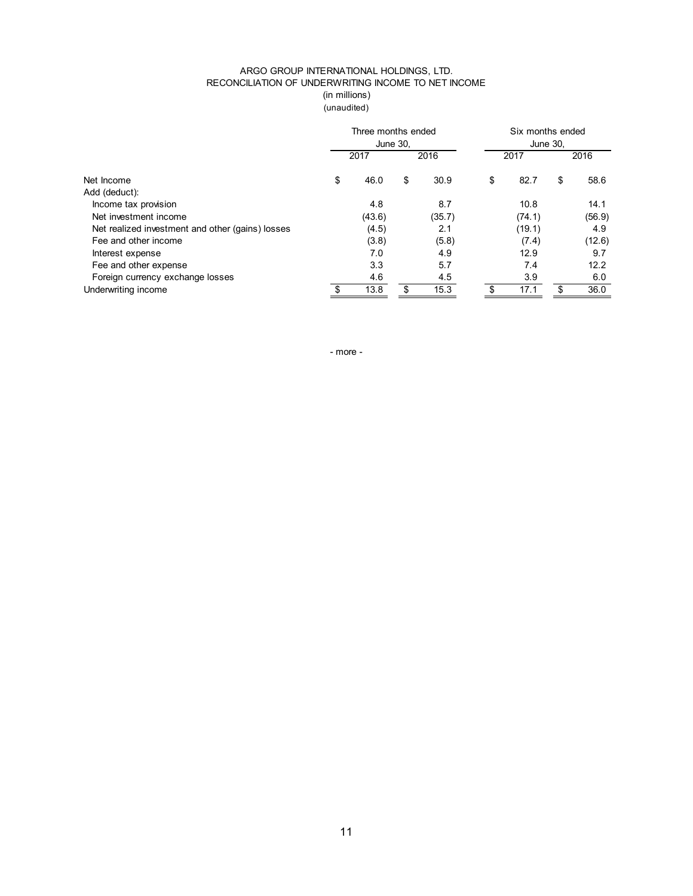ARGO GROUP INTERNATIONAL HOLDINGS, LTD.
RECONCILIATION OF UNDERWRITING INCOME TO NET INCOME
(in millions)
(unaudited)

| | Three months ended June 30, | | Six months ended June 30, | |
|---|---|---|---|---|
| | 2017 | 2016 | 2017 | 2016 |
| Net Income | $ 46.0 | $ 30.9 | $ 82.7 | $ 58.6 |
| Add (deduct): | | | | |
| Income tax provision | 4.8 | 8.7 | 10.8 | 14.1 |
| Net investment income | (43.6) | (35.7) | (74.1) | (56.9) |
| Net realized investment and other (gains) losses | (4.5) | 2.1 | (19.1) | 4.9 |
| Fee and other income | (3.8) | (5.8) | (7.4) | (12.6) |
| Interest expense | 7.0 | 4.9 | 12.9 | 9.7 |
| Fee and other expense | 3.3 | 5.7 | 7.4 | 12.2 |
| Foreign currency exchange losses | 4.6 | 4.5 | 3.9 | 6.0 |
| Underwriting income | $ 13.8 | $ 15.3 | $ 17.1 | $ 36.0 |

- more -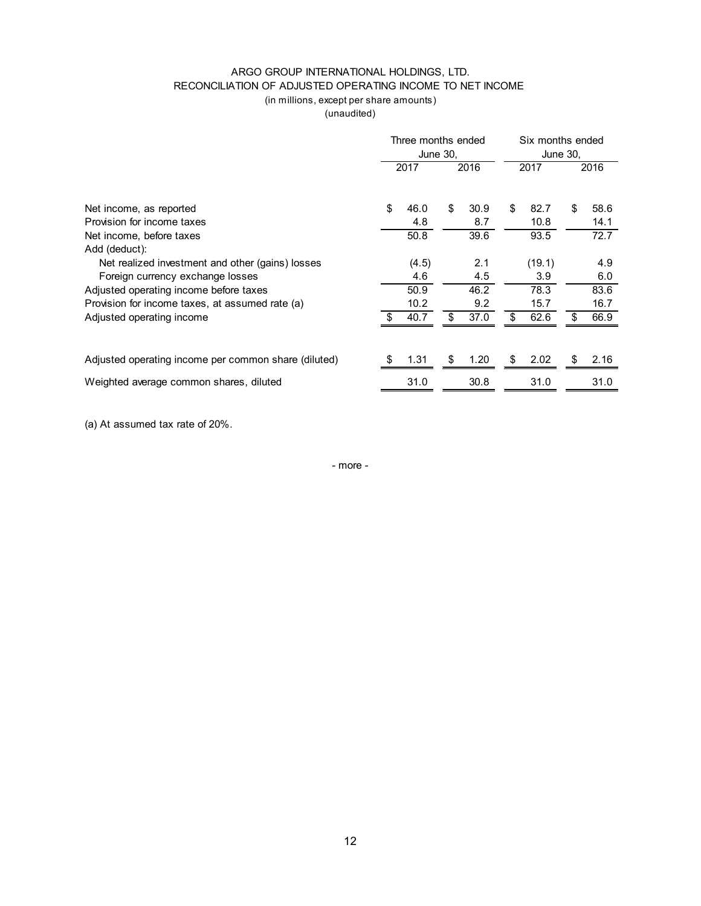ARGO GROUP INTERNATIONAL HOLDINGS, LTD.
RECONCILIATION OF ADJUSTED OPERATING INCOME TO NET INCOME
(in millions, except per share amounts)
(unaudited)

| | Three months ended June 30, | | Six months ended June 30, | |
|---|---|---|---|---|
| | 2017 | 2016 | 2017 | 2016 |
| Net income, as reported | $ 46.0 | $ 30.9 | $ 82.7 | $ 58.6 |
| Provision for income taxes | 4.8 | 8.7 | 10.8 | 14.1 |
| Net income, before taxes | 50.8 | 39.6 | 93.5 | 72.7 |
| Add (deduct): | | | | |
| Net realized investment and other (gains) losses | (4.5) | 2.1 | (19.1) | 4.9 |
| Foreign currency exchange losses | 4.6 | 4.5 | 3.9 | 6.0 |
| Adjusted operating income before taxes | 50.9 | 46.2 | 78.3 | 83.6 |
| Provision for income taxes, at assumed rate (a) | 10.2 | 9.2 | 15.7 | 16.7 |
| Adjusted operating income | $ 40.7 | $ 37.0 | $ 62.6 | $ 66.9 |
| Adjusted operating income per common share (diluted) | $ 1.31 | $ 1.20 | $ 2.02 | $ 2.16 |
| Weighted average common shares, diluted | 31.0 | 30.8 | 31.0 | 31.0 |

(a) At assumed tax rate of 20%.

- more -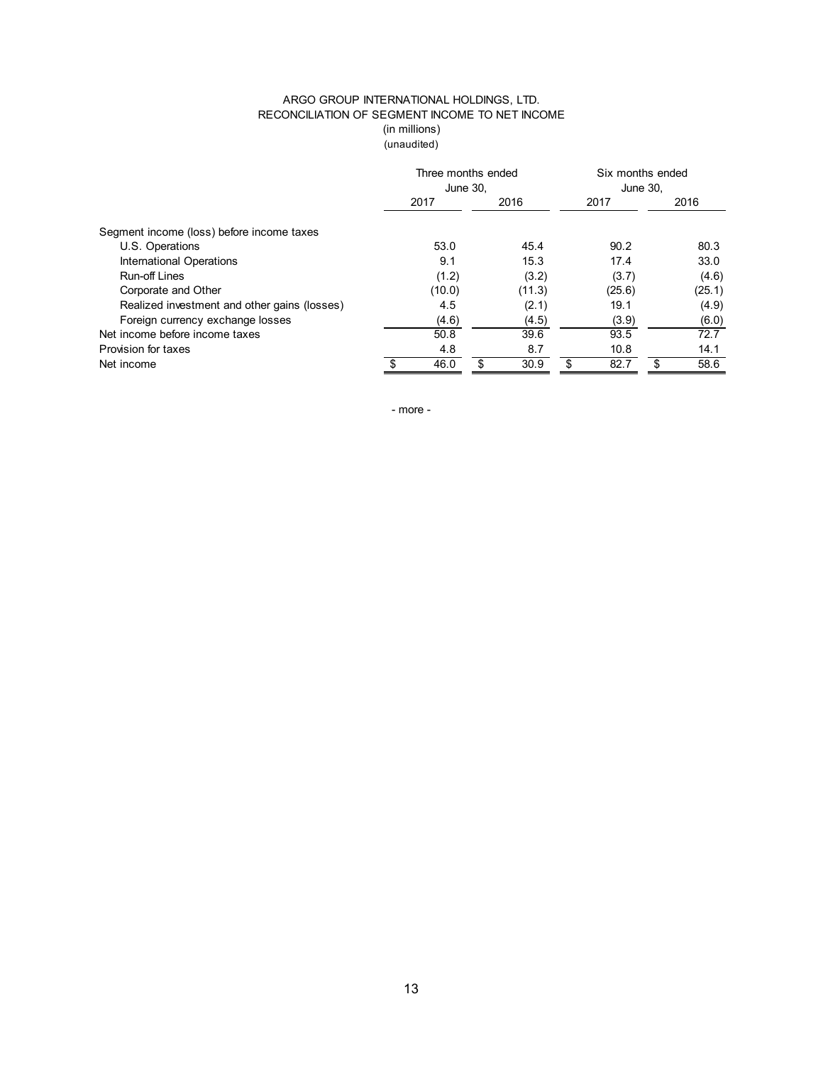# ARGO GROUP INTERNATIONAL HOLDINGS, LTD.
## RECONCILIATION OF SEGMENT INCOME TO NET INCOME
(in millions)
(unaudited)

| | Three months ended June 30, | | Six months ended June 30, | |
|---|---|---|---|---|
| | 2017 | 2016 | 2017 | 2016 |
| Segment income (loss) before income taxes | | | | |
| U.S. Operations | 53.0 | 45.4 | 90.2 | 80.3 |
| International Operations | 9.1 | 15.3 | 17.4 | 33.0 |
| Run-off Lines | (1.2) | (3.2) | (3.7) | (4.6) |
| Corporate and Other | (10.0) | (11.3) | (25.6) | (25.1) |
| Realized investment and other gains (losses) | 4.5 | (2.1) | 19.1 | (4.9) |
| Foreign currency exchange losses | (4.6) | (4.5) | (3.9) | (6.0) |
| Net income before income taxes | 50.8 | 39.6 | 93.5 | 72.7 |
| Provision for taxes | 4.8 | 8.7 | 10.8 | 14.1 |
| Net income | $ 46.0 | $ 30.9 | $ 82.7 | $ 58.6 |

- more -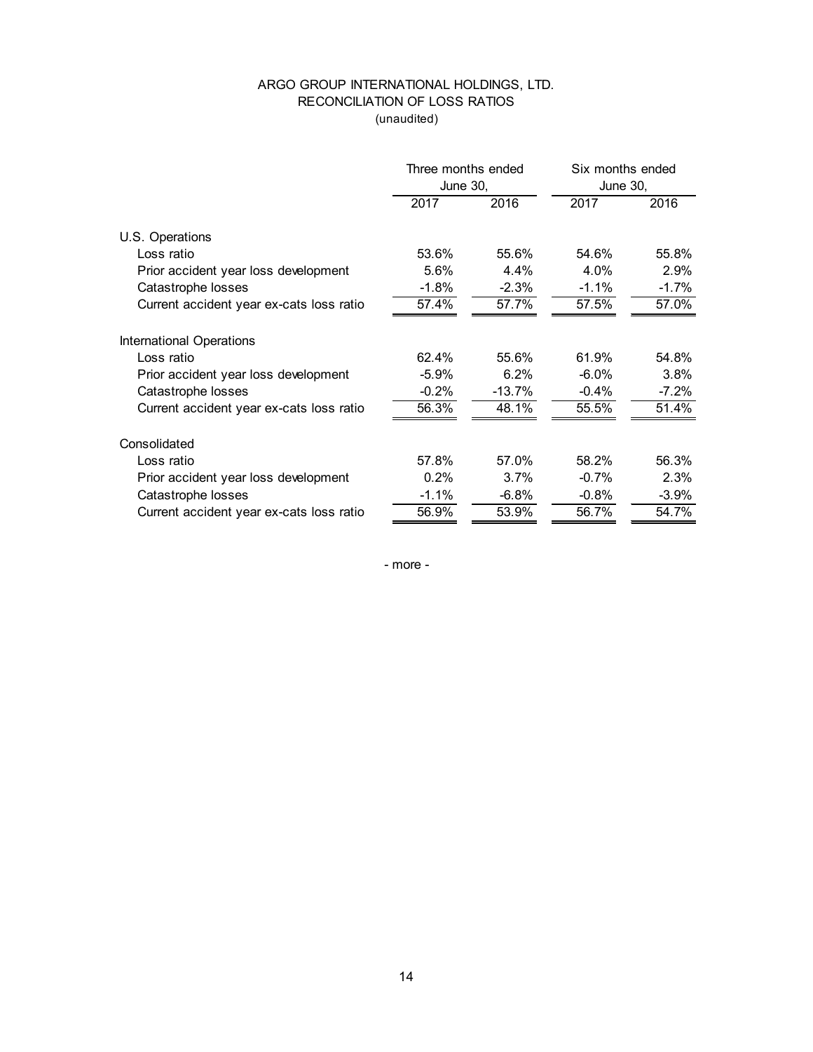# ARGO GROUP INTERNATIONAL HOLDINGS, LTD.
## RECONCILIATION OF LOSS RATIOS
(unaudited)

| | Three months ended June 30, | | Six months ended June 30, | |
|---|---|---|---|---|
| | 2017 | 2016 | 2017 | 2016 |
| **U.S. Operations** | | | | |
| Loss ratio | 53.6% | 55.6% | 54.6% | 55.8% |
| Prior accident year loss development | 5.6% | 4.4% | 4.0% | 2.9% |
| Catastrophe losses | -1.8% | -2.3% | -1.1% | -1.7% |
| Current accident year ex-cats loss ratio | 57.4% | 57.7% | 57.5% | 57.0% |
| **International Operations** | | | | |
| Loss ratio | 62.4% | 55.6% | 61.9% | 54.8% |
| Prior accident year loss development | -5.9% | 6.2% | -6.0% | 3.8% |
| Catastrophe losses | -0.2% | -13.7% | -0.4% | -7.2% |
| Current accident year ex-cats loss ratio | 56.3% | 48.1% | 55.5% | 51.4% |
| **Consolidated** | | | | |
| Loss ratio | 57.8% | 57.0% | 58.2% | 56.3% |
| Prior accident year loss development | 0.2% | 3.7% | -0.7% | 2.3% |
| Catastrophe losses | -1.1% | -6.8% | -0.8% | -3.9% |
| Current accident year ex-cats loss ratio | 56.9% | 53.9% | 56.7% | 54.7% |

- more -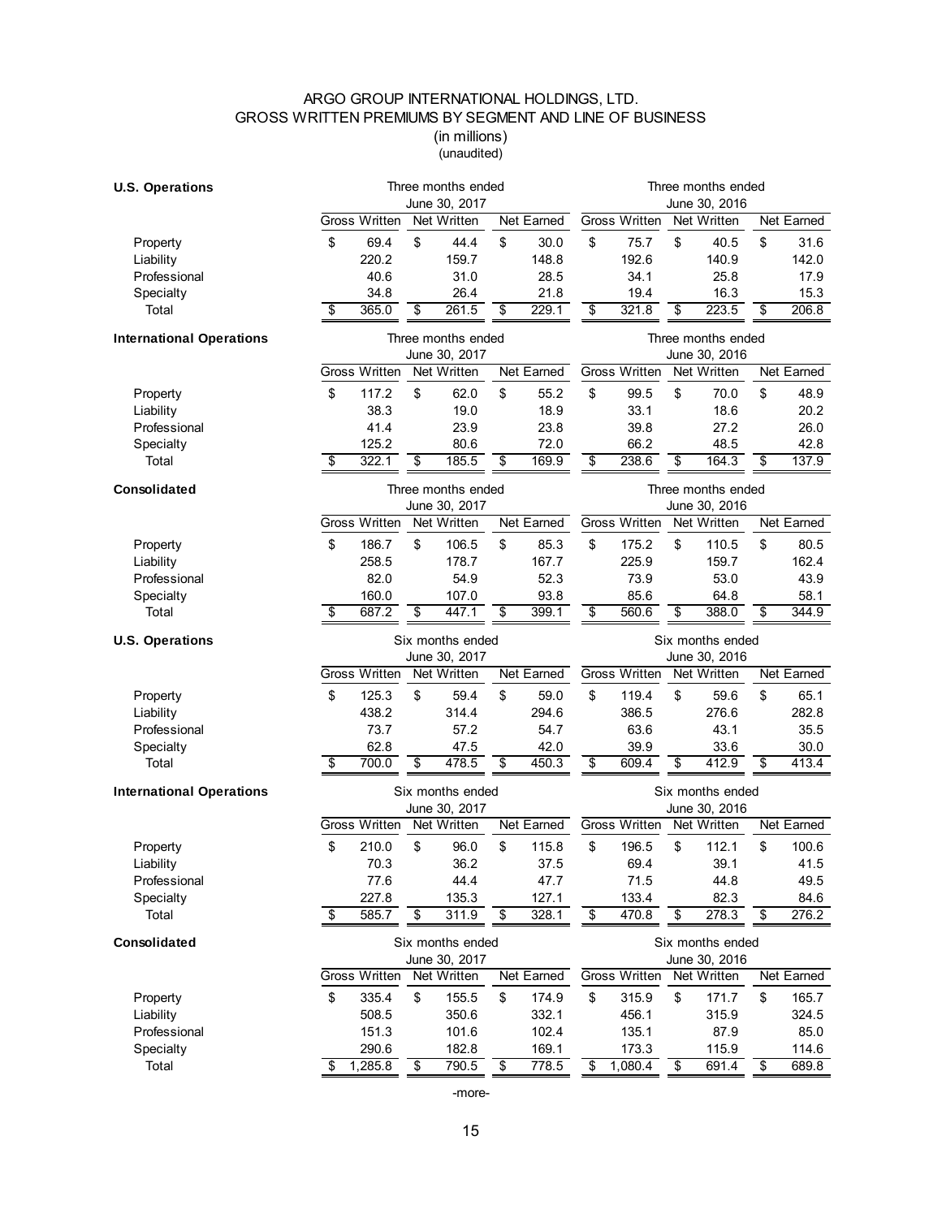# ARGO GROUP INTERNATIONAL HOLDINGS, LTD.
## GROSS WRITTEN PREMIUMS BY SEGMENT AND LINE OF BUSINESS
(in millions)
(unaudited)

| U.S. Operations | Three months ended June 30, 2017 | | | Three months ended June 30, 2016 | | |
|---|---|---|---|---|---|---|
| | Gross Written | Net Written | Net Earned | Gross Written | Net Written | Net Earned |
| Property | $ 69.4 | $ 44.4 | $ 30.0 | $ 75.7 | $ 40.5 | $ 31.6 |
| Liability | 220.2 | 159.7 | 148.8 | 192.6 | 140.9 | 142.0 |
| Professional | 40.6 | 31.0 | 28.5 | 34.1 | 25.8 | 17.9 |
| Specialty | 34.8 | 26.4 | 21.8 | 19.4 | 16.3 | 15.3 |
| Total | $ 365.0 | $ 261.5 | $ 229.1 | $ 321.8 | $ 223.5 | $ 206.8 |

| International Operations | Three months ended June 30, 2017 | | | Three months ended June 30, 2016 | | |
|---|---|---|---|---|---|---|
| | Gross Written | Net Written | Net Earned | Gross Written | Net Written | Net Earned |
| Property | $ 117.2 | $ 62.0 | $ 55.2 | $ 99.5 | $ 70.0 | $ 48.9 |
| Liability | 38.3 | 19.0 | 18.9 | 33.1 | 18.6 | 20.2 |
| Professional | 41.4 | 23.9 | 23.8 | 39.8 | 27.2 | 26.0 |
| Specialty | 125.2 | 80.6 | 72.0 | 66.2 | 48.5 | 42.8 |
| Total | $ 322.1 | $ 185.5 | $ 169.9 | $ 238.6 | $ 164.3 | $ 137.9 |

| Consolidated | Three months ended June 30, 2017 | | | Three months ended June 30, 2016 | | |
|---|---|---|---|---|---|---|
| | Gross Written | Net Written | Net Earned | Gross Written | Net Written | Net Earned |
| Property | $ 186.7 | $ 106.5 | $ 85.3 | $ 175.2 | $ 110.5 | $ 80.5 |
| Liability | 258.5 | 178.7 | 167.7 | 225.9 | 159.7 | 162.4 |
| Professional | 82.0 | 54.9 | 52.3 | 73.9 | 53.0 | 43.9 |
| Specialty | 160.0 | 107.0 | 93.8 | 85.6 | 64.8 | 58.1 |
| Total | $ 687.2 | $ 447.1 | $ 399.1 | $ 560.6 | $ 388.0 | $ 344.9 |

| U.S. Operations | Six months ended June 30, 2017 | | | Six months ended June 30, 2016 | | |
|---|---|---|---|---|---|---|
| | Gross Written | Net Written | Net Earned | Gross Written | Net Written | Net Earned |
| Property | $ 125.3 | $ 59.4 | $ 59.0 | $ 119.4 | $ 59.6 | $ 65.1 |
| Liability | 438.2 | 314.4 | 294.6 | 386.5 | 276.6 | 282.8 |
| Professional | 73.7 | 57.2 | 54.7 | 63.6 | 43.1 | 35.5 |
| Specialty | 62.8 | 47.5 | 42.0 | 39.9 | 33.6 | 30.0 |
| Total | $ 700.0 | $ 478.5 | $ 450.3 | $ 609.4 | $ 412.9 | $ 413.4 |

| International Operations | Six months ended June 30, 2017 | | | Six months ended June 30, 2016 | | |
|---|---|---|---|---|---|---|
| | Gross Written | Net Written | Net Earned | Gross Written | Net Written | Net Earned |
| Property | $ 210.0 | $ 96.0 | $ 115.8 | $ 196.5 | $ 112.1 | $ 100.6 |
| Liability | 70.3 | 36.2 | 37.5 | 69.4 | 39.1 | 41.5 |
| Professional | 77.6 | 44.4 | 47.7 | 71.5 | 44.8 | 49.5 |
| Specialty | 227.8 | 135.3 | 127.1 | 133.4 | 82.3 | 84.6 |
| Total | $ 585.7 | $ 311.9 | $ 328.1 | $ 470.8 | $ 278.3 | $ 276.2 |

| Consolidated | Six months ended June 30, 2017 | | | Six months ended June 30, 2016 | | |
|---|---|---|---|---|---|---|
| | Gross Written | Net Written | Net Earned | Gross Written | Net Written | Net Earned |
| Property | $ 335.4 | $ 155.5 | $ 174.9 | $ 315.9 | $ 171.7 | $ 165.7 |
| Liability | 508.5 | 350.6 | 332.1 | 456.1 | 315.9 | 324.5 |
| Professional | 151.3 | 101.6 | 102.4 | 135.1 | 87.9 | 85.0 |
| Specialty | 290.6 | 182.8 | 169.1 | 173.3 | 115.9 | 114.6 |
| Total | $ 1,285.8 | $ 790.5 | $ 778.5 | $ 1,080.4 | $ 691.4 | $ 689.8 |

-more-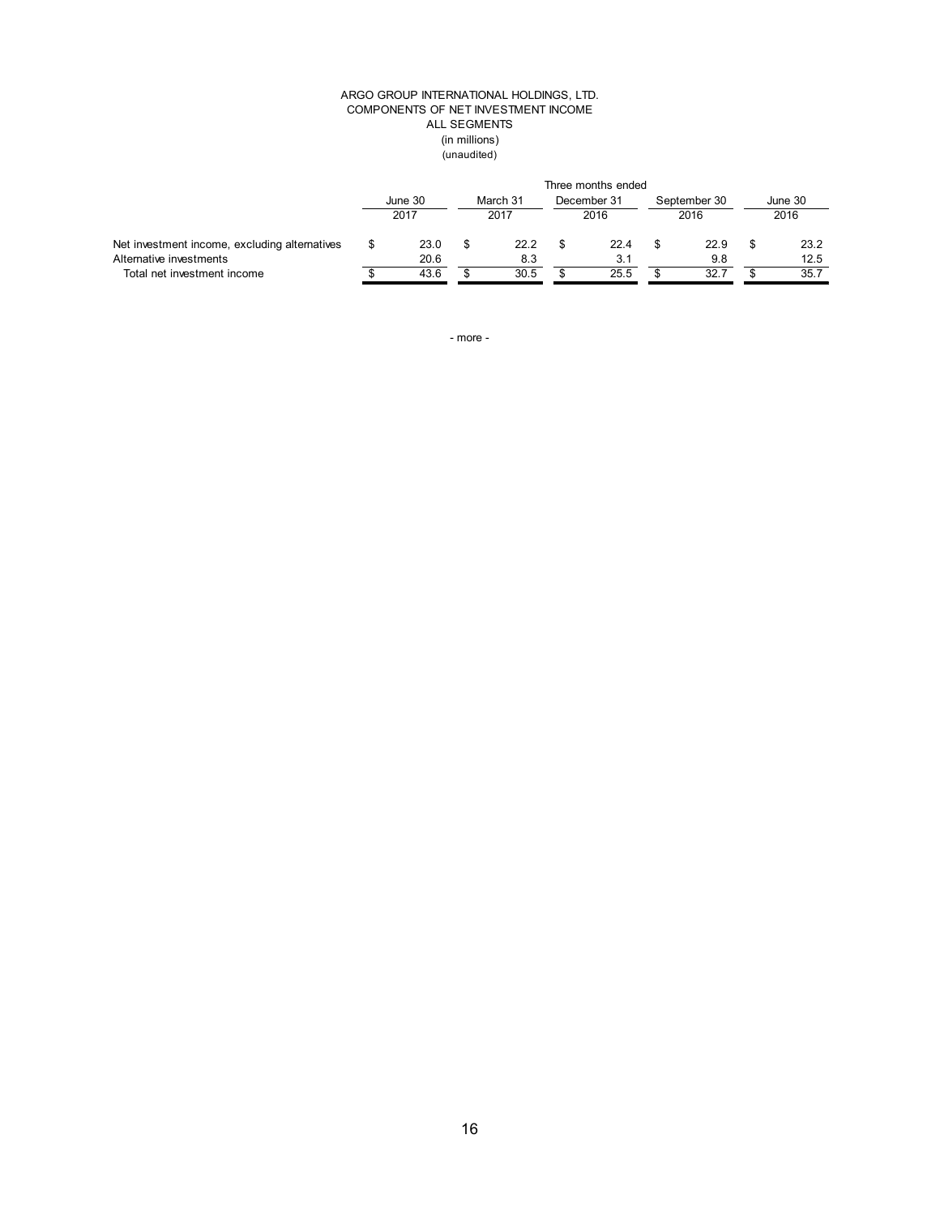ARGO GROUP INTERNATIONAL HOLDINGS, LTD.
COMPONENTS OF NET INVESTMENT INCOME
ALL SEGMENTS
(in millions)
(unaudited)

| | Three months ended | | | | |
|---|---|---|---|---|---|
| | June 30 2017 | March 31 2017 | December 31 2016 | September 30 2016 | June 30 2016 |
| Net investment income, excluding alternatives | $ 23.0 | $ 22.2 | $ 22.4 | $ 22.9 | $ 23.2 |
| Alternative investments | 20.6 | 8.3 | 3.1 | 9.8 | 12.5 |
| Total net investment income | $ 43.6 | $ 30.5 | $ 25.5 | $ 32.7 | $ 35.7 |

- more -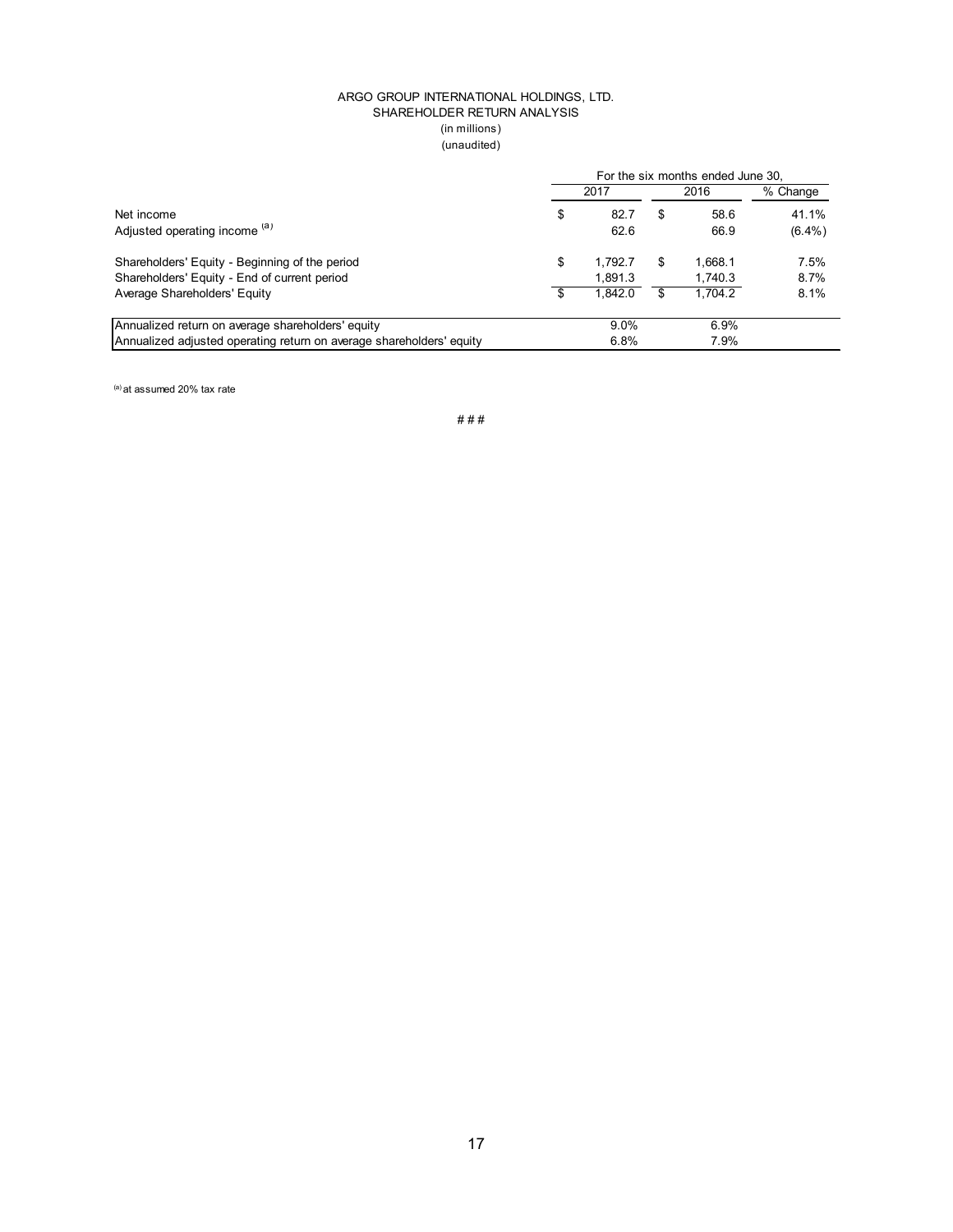# ARGO GROUP INTERNATIONAL HOLDINGS, LTD.
## SHAREHOLDER RETURN ANALYSIS
(in millions)
(unaudited)

| | For the six months ended June 30, | | |
|---|---|---|---|
| | 2017 | 2016 | % Change |
| Net income | $ 82.7 | $ 58.6 | 41.1% |
| Adjusted operating income [(a)] | 62.6 | 66.9 | (6.4%) |
| Shareholders' Equity - Beginning of the period | $ 1,792.7 | $ 1,668.1 | 7.5% |
| Shareholders' Equity - End of current period | 1,891.3 | 1,740.3 | 8.7% |
| Average Shareholders' Equity | $ 1,842.0 | $ 1,704.2 | 8.1% |
| Annualized return on average shareholders' equity | 9.0% | 6.9% | |
| Annualized adjusted operating return on average shareholders' equity | 6.8% | 7.9% | |

[(a)] at assumed 20% tax rate

# # #